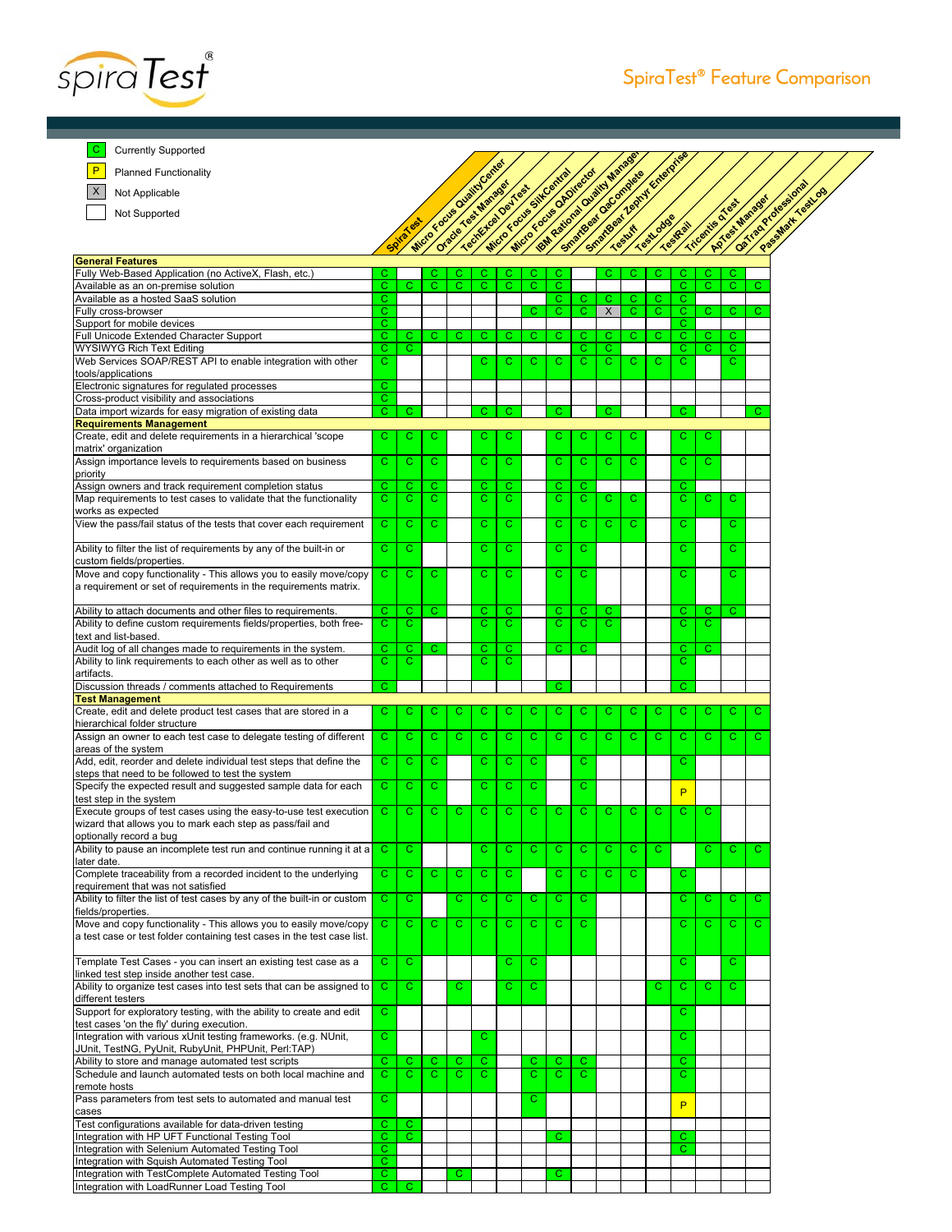# SpiraTest® Feature Comparison

| Key | Meaning |
|---|---|
| C | Currently Supported |
| P | Planned Functionality |
| X | Not Applicable |
| (blank) | Not Supported |

| Feature | SpiraTest | Micro Focus QualityCenter | Oracle Test Manager | TechExcel DevTest | Micro Focus SilkCentral | Micro Focus QADirector | IBM Rational Quality Manager | SmartBear QaComplete | SmartBear Zephyr Enterprise | Testuff | TestLodge | TestRail | Tricentis qTest | ApTest Manager | QaTraq Professional | PassMark TestLog |
|---|---|---|---|---|---|---|---|---|---|---|---|---|---|---|---|---|
| **General Features** | | | | | | | | | | | | | | | | |
| Fully Web-Based Application (no ActiveX, Flash, etc.) | C | | C | C | C | C | C | C | | C | C | C | C | C | C | |
| Available as an on-premise solution | C | C | C | C | C | C | C | C | | | | | C | C | C | C |
| Available as a hosted SaaS solution | C | | | | | | | C | C | C | C | C | C | | | |
| Fully cross-browser | C | | | | | | C | C | C | X | C | C | C | C | C | C |
| Support for mobile devices | C | | | | | | | | | | | | C | | | |
| Full Unicode Extended Character Support | C | C | C | C | C | C | C | C | C | C | C | C | C | C | C | |
| WYSIWYG Rich Text Editing | C | C | | | | | | | C | C | | | C | C | C | |
| Web Services SOAP/REST API to enable integration with other tools/applications | C | | | | C | C | C | C | C | C | C | C | C | | C | |
| Electronic signatures for regulated processes | C | | | | | | | | | | | | | | | |
| Cross-product visibility and associations | C | | | | | | | | | | | | | | | |
| Data import wizards for easy migration of existing data | C | C | | | C | C | | C | | C | | | C | | | C |
| **Requirements Management** | | | | | | | | | | | | | | | | |
| Create, edit and delete requirements in a hierarchical 'scope matrix' organization | C | C | C | | C | C | | C | C | C | C | | C | C | | |
| Assign importance levels to requirements based on business priority | C | C | C | | C | C | | C | C | C | C | | C | C | | |
| Assign owners and track requirement completion status | C | C | C | | C | C | | C | C | | | | C | | | |
| Map requirements to test cases to validate that the functionality works as expected | C | C | C | | C | C | | C | C | C | C | | C | C | C | |
| View the pass/fail status of the tests that cover each requirement | C | C | C | | C | C | | C | C | C | C | | C | | C | |
| Ability to filter the list of requirements by any of the built-in or custom fields/properties. | C | C | | | C | C | | C | C | | | | C | | C | |
| Move and copy functionality - This allows you to easily move/copy a requirement or set of requirements in the requirements matrix. | C | C | C | | C | C | | C | C | | | | C | | C | |
| Ability to attach documents and other files to requirements. | C | C | C | | C | C | | C | C | C | | | C | C | C | |
| Ability to define custom requirements fields/properties, both free-text and list-based. | C | C | | | C | C | | C | C | C | | | C | C | | |
| Audit log of all changes made to requirements in the system. | C | C | C | | C | C | | C | C | | | | C | C | | |
| Ability to link requirements to each other as well as to other artifacts. | C | C | | | C | C | | | | | | | C | | | |
| Discussion threads / comments attached to Requirements | C | | | | | | | C | | | | | C | | | |
| **Test Management** | | | | | | | | | | | | | | | | |
| Create, edit and delete product test cases that are stored in a hierarchical folder structure | C | C | C | C | C | C | C | C | C | C | C | C | C | C | C | C |
| Assign an owner to each test case to delegate testing of different areas of the system | C | C | C | C | C | C | C | C | C | C | C | C | C | C | C | C |
| Add, edit, reorder and delete individual test steps that define the steps that need to be followed to test the system | C | C | C | | C | C | C | | C | | | | C | | | |
| Specify the expected result and suggested sample data for each test step in the system | C | C | C | | C | C | C | | C | | | | P | | | |
| Execute groups of test cases using the easy-to-use test execution wizard that allows you to mark each step as pass/fail and optionally record a bug | C | C | C | C | C | C | C | C | C | C | C | C | C | C | | |
| Ability to pause an incomplete test run and continue running it at a later date. | C | C | | | C | C | C | C | C | C | C | C | | C | C | C |
| Complete traceability from a recorded incident to the underlying requirement that was not satisfied | C | C | C | C | C | C | | C | C | C | C | | C | | | |
| Ability to filter the list of test cases by any of the built-in or custom fields/properties. | C | C | | C | C | C | C | C | C | | | | C | C | C | C |
| Move and copy functionality - This allows you to easily move/copy a test case or test folder containing test cases in the test case list. | C | C | C | C | C | C | C | C | C | | | | C | C | C | C |
| Template Test Cases - you can insert an existing test case as a linked test step inside another test case. | C | C | | | | C | C | | | | | | C | | C | |
| Ability to organize test cases into test sets that can be assigned to different testers | C | C | | C | | C | C | | | | | C | C | C | C | |
| Support for exploratory testing, with the ability to create and edit test cases 'on the fly' during execution. | C | | | | | | | | | | | | C | | | |
| Integration with various xUnit testing frameworks. (e.g. NUnit, JUnit, TestNG, PyUnit, RubyUnit, PHPUnit, Perl:TAP) | C | | | | C | | | | | | | | C | | | |
| Ability to store and manage automated test scripts | C | C | C | C | C | | C | C | C | | | | C | | | |
| Schedule and launch automated tests on both local machine and remote hosts | C | C | C | C | C | | C | C | C | | | | C | | | |
| Pass parameters from test sets to automated and manual test cases | C | | | | | | C | | | | | | P | | | |
| Test configurations available for data-driven testing | C | C | | | | | | | | | | | | | | |
| Integration with HP UFT Functional Testing Tool | C | C | | | | | | C | | | | | C | | | |
| Integration with Selenium Automated Testing Tool | C | | | | | | | | | | | | C | | | |
| Integration with Squish Automated Testing Tool | C | | | | | | | | | | | | | | | |
| Integration with TestComplete Automated Testing Tool | C | | | C | | | | C | | | | | | | | |
| Integration with LoadRunner Load Testing Tool | C | C | | | | | | | | | | | | | | |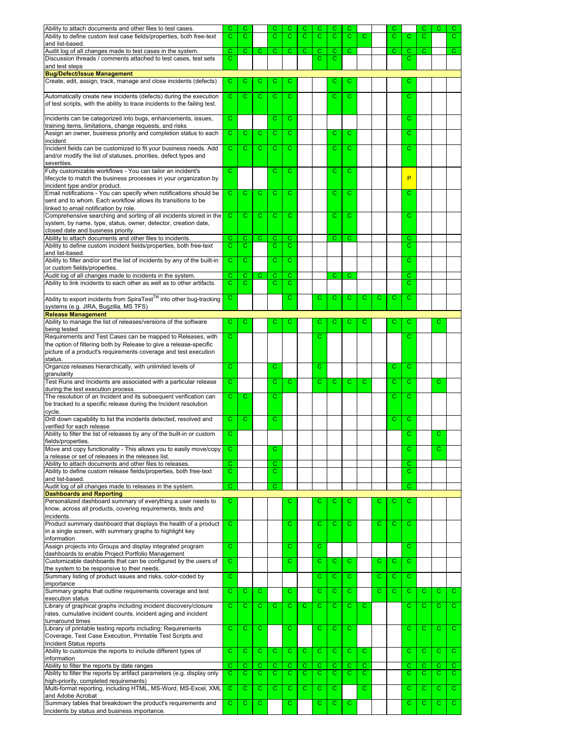| | | | | | | | | | | | | | | | | |
|---|---|---|---|---|---|---|---|---|---|---|---|---|---|---|---|---|
| Ability to attach documents and other files to test cases. | C | C | | C | C | C | C | C | C | | | C | | C | C | C |
| Ability to define custom test case fields/properties, both free-text and list-based. | C | C | | C | C | C | C | C | C | C | | C | C | C | | C |
| Audit log of all changes made to test cases in the system. | C | C | C | C | C | C | C | C | C | | | C | C | C | | C |
| Discussion threads / comments attached to test cases, test sets and test steps | C | | | | | | C | C | | | | | C | | | |
| **Bug/Defect/Issue Management** | | | | | | | | | | | | | | | | |
| Create, edit, assign, track, manage and close incidents (defects) | C | C | C | C | C | | | C | C | | | | C | | | |
| Automatically create new incidents (defects) during the execution of test scripts, with the ability to trace incidents to the failing test. | C | C | C | C | C | | | C | C | | | | C | | | |
| Incidents can be categorized into bugs, enhancements, issues, training items, limitations, change requests, and risks | C | | | C | C | | | | | | | | C | | | |
| Assign an owner, business priority and completion status to each incident | C | C | C | C | C | | | C | C | | | | C | | | |
| Incident fields can be customized to fit your business needs. Add and/or modify the list of statuses, priorities, defect types and severities. | C | C | C | C | C | | | C | C | | | | C | | | |
| Fully customizable workflows - You can tailor an incident's lifecycle to match the business processes in your organization by incident type and/or product. | C | | | C | C | | | C | C | | | | P | | | |
| Email notifications - You can specify when notifications should be sent and to whom. Each workflow allows its transitions to be linked to email notification by role. | C | C | C | C | C | | | C | C | | | | C | | | |
| Comprehensive searching and sorting of all incidents stored in the system, by name, type, status, owner, detector, creation date, closed date and business priority. | C | C | C | C | C | | | C | C | | | | C | | | |
| Ability to attach documents and other files to incidents. | C | C | C | C | C | | | C | C | | | | C | | | |
| Ability to define custom incident fields/properties, both free-text and list-based. | C | C | | C | C | | | | | | | | C | | | |
| Ability to filter and/or sort the list of incidents by any of the built-in or custom fields/properties. | C | C | | C | C | | | | | | | | C | | | |
| Audit log of all changes made to incidents in the system. | C | C | C | C | C | | | C | C | | | | C | | | |
| Ability to link incidents to each other as well as to other artifacts. | C | C | | C | C | | | | | | | | C | | | |
| Ability to export incidents from SpiraTest™ into other bug-tracking systems (e.g. JIRA, Bugzilla, MS TFS) | C | | | | C | | C | C | C | C | C | C | C | | | |
| **Release Management** | | | | | | | | | | | | | | | | |
| Ability to manage the list of releases/versions of the software being tested | C | C | | C | C | | C | C | C | C | | C | C | | C | |
| Requirements and Test Cases can be mapped to Releases, with the option of filtering both by Release to give a release-specific picture of a product's requirements coverage and test execution status. | C | | | | | | C | | | | | | C | | | |
| Organize releases hierarchically, with unlimited levels of granularity | C | | | C | | | C | | | | | C | C | | | |
| Test Runs and Incidents are associated with a particular release during the test execution process | C | | | C | C | | C | C | C | C | | C | C | | C | |
| The resolution of an Incident and its subsequent verification can be tracked to a specific release during the Incident resolution cycle. | C | C | | C | | | | | | | | C | C | | | |
| Drill down capability to list the incidents detected, resolved and verified for each release | C | C | | C | | | | | | | | C | C | | | |
| Ability to filter the list of releases by any of the built-in or custom fields/properties. | C | | | | | | | | | | | | C | | C | |
| Move and copy functionality - This allows you to easily move/copy a release or set of releases in the releases list. | C | | | C | | | | | | | | | C | | C | |
| Ability to attach documents and other files to releases. | C | | | C | | | | | | | | | C | | | |
| Ability to define custom release fields/properties, both free-text and list-based. | C | | | C | | | | | | | | | C | | | |
| Audit log of all changes made to releases in the system. | C | | | C | | | | | | | | | C | | | |
| **Dashboards and Reporting** | | | | | | | | | | | | | | | | |
| Personalized dashboard summary of everything a user needs to know, across all products, covering requirements, tests and incidents. | C | | | | C | | C | C | C | | C | C | C | | | |
| Product summary dashboard that displays the health of a product in a single screen, with summary graphs to highlight key information | C | | | | C | | C | C | C | | C | C | C | | | |
| Assign projects into Groups and display integrated program dashboards to enable Project Portfolio Management | C | | | | C | | C | | | | | | C | | | |
| Customizable dashboards that can be configured by the users of the system to be responsive to their needs. | C | | | | C | | C | C | C | | C | C | C | | | |
| Summary listing of product issues and risks, color-coded by importance | C | | | | | | C | C | C | | C | C | C | | | |
| Summary graphs that outline requirements coverage and test execution status | C | C | C | | C | | C | C | C | | C | C | C | C | C | C |
| Library of graphical graphs including incident discovery/closure rates, cumulative incident counts, incident aging and incident turnaround times | C | C | C | C | C | C | C | C | C | C | | | C | C | C | C |
| Library of printable testing reports including: Requirements Coverage, Test Case Execution, Printable Test Scripts and Incident Status reports | C | C | C | | C | | C | C | C | | | | C | C | C | C |
| Ability to customize the reports to include different types of information | C | C | C | C | C | C | C | C | C | C | | | C | C | C | C |
| Ability to filter the reports by date ranges | C | C | C | C | C | C | C | C | C | C | | | C | C | C | C |
| Ability to filter the reports by artifact parameters (e.g. display only high-priority, completed requirements) | C | C | C | C | C | C | C | C | C | C | | | C | C | C | C |
| Multi-format reporting, including HTML, MS-Word, MS-Excel, XML and Adobe Acrobat | C | C | C | C | C | C | C | C | | C | | | C | C | C | C |
| Summary tables that breakdown the product's requirements and incidents by status and business importance. | C | C | C | | C | | C | C | C | | | | C | C | C | C |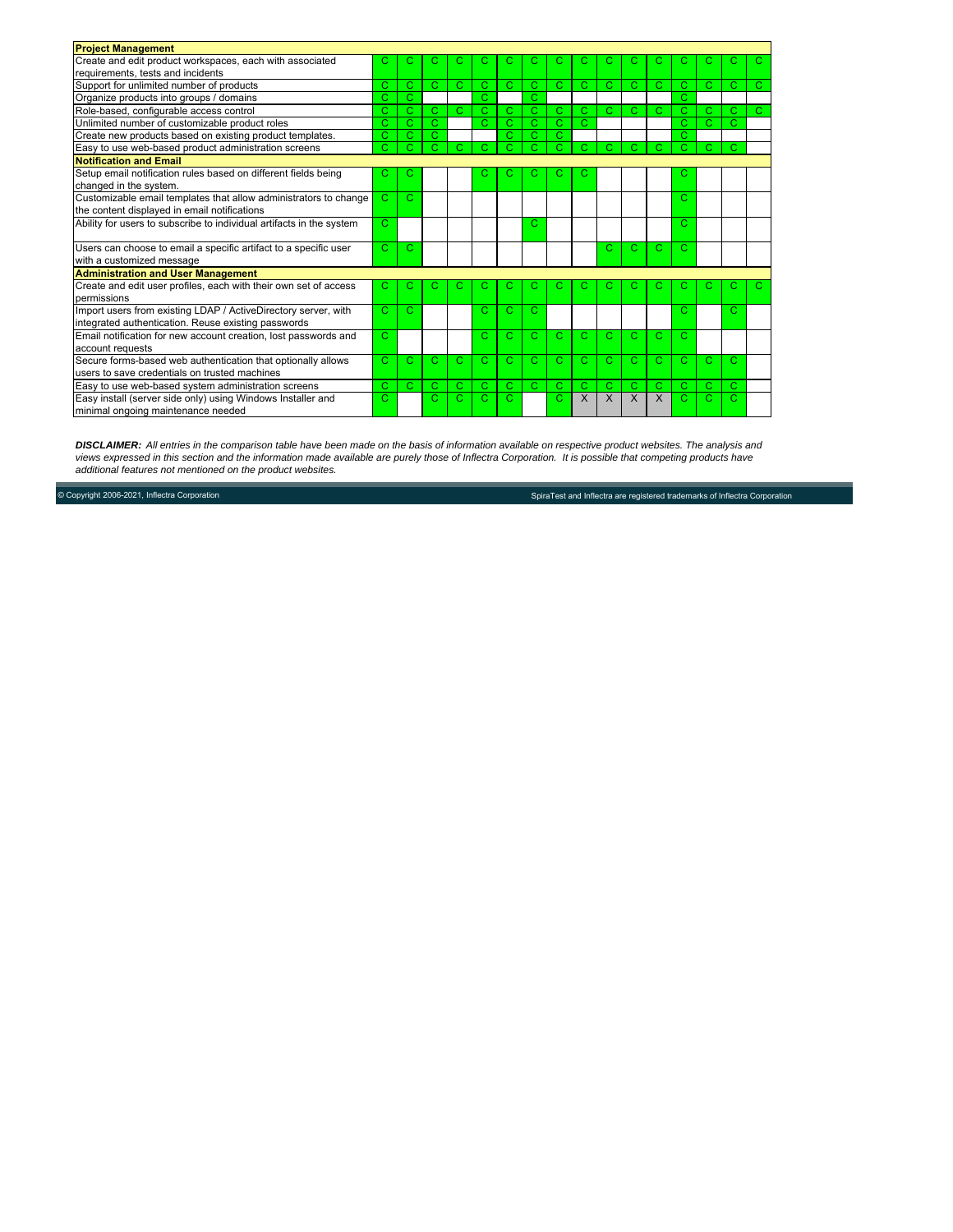| | | | | | | | | | | | | | | | | |
|---|---|---|---|---|---|---|---|---|---|---|---|---|---|---|---|---|
| **Project Management** | | | | | | | | | | | | | | | | |
| Create and edit product workspaces, each with associated requirements, tests and incidents | C | C | C | C | C | C | C | C | C | C | C | C | C | C | C | C |
| Support for unlimited number of products | C | C | C | C | C | C | C | C | C | C | C | C | C | C | C | C |
| Organize products into groups / domains | C | C | | | C | | C | | | | | | C | | | |
| Role-based, configurable access control | C | C | C | C | C | C | C | C | C | C | C | C | C | C | C | C |
| Unlimited number of customizable product roles | C | C | C | | C | C | C | C | C | | | | C | C | C | |
| Create new products based on existing product templates. | C | C | C | | | C | C | C | | | | | C | | | |
| Easy to use web-based product administration screens | C | C | C | C | C | C | C | C | C | C | C | C | C | C | C | |
| **Notification and Email** | | | | | | | | | | | | | | | | |
| Setup email notification rules based on different fields being changed in the system. | C | C | | | C | C | C | C | C | | | | C | | | |
| Customizable email templates that allow administrators to change the content displayed in email notifications | C | C | | | | | | | | | | | C | | | |
| Ability for users to subscribe to individual artifacts in the system | C | | | | | | C | | | | | | C | | | |
| Users can choose to email a specific artifact to a specific user with a customized message | C | C | | | | | | | | C | C | C | C | | | |
| **Administration and User Management** | | | | | | | | | | | | | | | | |
| Create and edit user profiles, each with their own set of access permissions | C | C | C | C | C | C | C | C | C | C | C | C | C | C | C | C |
| Import users from existing LDAP / ActiveDirectory server, with integrated authentication. Reuse existing passwords | C | C | | | C | C | C | | | | | | C | | C | |
| Email notification for new account creation, lost passwords and account requests | C | | | | C | C | C | C | C | C | C | C | C | | | |
| Secure forms-based web authentication that optionally allows users to save credentials on trusted machines | C | C | C | C | C | C | C | C | C | C | C | C | C | C | C | |
| Easy to use web-based system administration screens | C | C | C | C | C | C | C | C | C | C | C | C | C | C | C | |
| Easy install (server side only) using Windows Installer and minimal ongoing maintenance needed | C | | C | C | C | C | | C | X | X | X | X | C | C | C | |

***DISCLAIMER:*** *All entries in the comparison table have been made on the basis of information available on respective product websites. The analysis and views expressed in this section and the information made available are purely those of Inflectra Corporation. It is possible that competing products have additional features not mentioned on the product websites.*

© Copyright 2006-2021, Inflectra Corporation

SpiraTest and Inflectra are registered trademarks of Inflectra Corporation